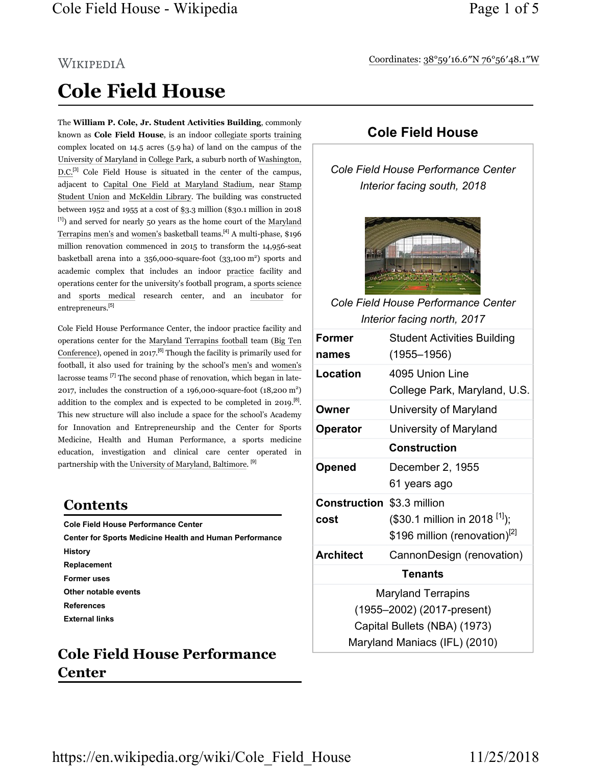Coordinates: 38°59′16.6″N 76°56′48.1″W

# Cole Field House

The **William P. Cole, Jr. Student Activities Building**, commonly known as **Cole Field House**, is an indoor collegiate sports training complex located on 14.5 acres (5.9 ha) of land on the campus of the University of Maryland in College Park, a suburb north of Washington, D.C.[3] Cole Field House is situated in the center of the campus, adjacent to Capital One Field at Maryland Stadium, near Stamp Student Union and McKeldin Library. The building was constructed between 1952 and 1955 at a cost of $3.3 million ($30.1 million in 2018 [1]) and served for nearly 50 years as the home court of the Maryland Terrapins men's and women's basketball teams.[4] A multi-phase, $196 million renovation commenced in 2015 to transform the 14,956-seat basketball arena into a 356,000-square-foot (33,100 m²) sports and academic complex that includes an indoor practice facility and operations center for the university's football program, a sports science and sports medical research center, and an incubator for entrepreneurs.[5]

Cole Field House Performance Center, the indoor practice facility and operations center for the Maryland Terrapins football team (Big Ten Conference), opened in 2017.[6] Though the facility is primarily used for football, it also used for training by the school's men's and women's lacrosse teams [7] The second phase of renovation, which began in late-2017, includes the construction of a 196,000-square-foot (18,200 m²) addition to the complex and is expected to be completed in 2019.[8]. This new structure will also include a space for the school's Academy for Innovation and Entrepreneurship and the Center for Sports Medicine, Health and Human Performance, a sports medicine education, investigation and clinical care center operated in partnership with the University of Maryland, Baltimore. [9]

## Cole Field House

*Cole Field House Performance Center Interior facing south, 2018*

*Cole Field House Performance Center Interior facing north, 2017*

| | |
|---|---|
| **Former names** | Student Activities Building (1955–1956) |
| **Location** | 4095 Union Line College Park, Maryland, U.S. |
| **Owner** | University of Maryland |
| **Operator** | University of Maryland |
| | **Construction** |
| **Opened** | December 2, 1955 61 years ago |
| **Construction cost** | $3.3 million ($30.1 million in 2018 [1]); $196 million (renovation)[2] |
| **Architect** | CannonDesign (renovation) |
| | **Tenants** |
| | Maryland Terrapins (1955–2002) (2017-present) Capital Bullets (NBA) (1973) Maryland Maniacs (IFL) (2010) |

## Contents

- Cole Field House Performance Center
- Center for Sports Medicine Health and Human Performance
- History
- Replacement
- Former uses
- Other notable events
- References
- External links

## Cole Field House Performance Center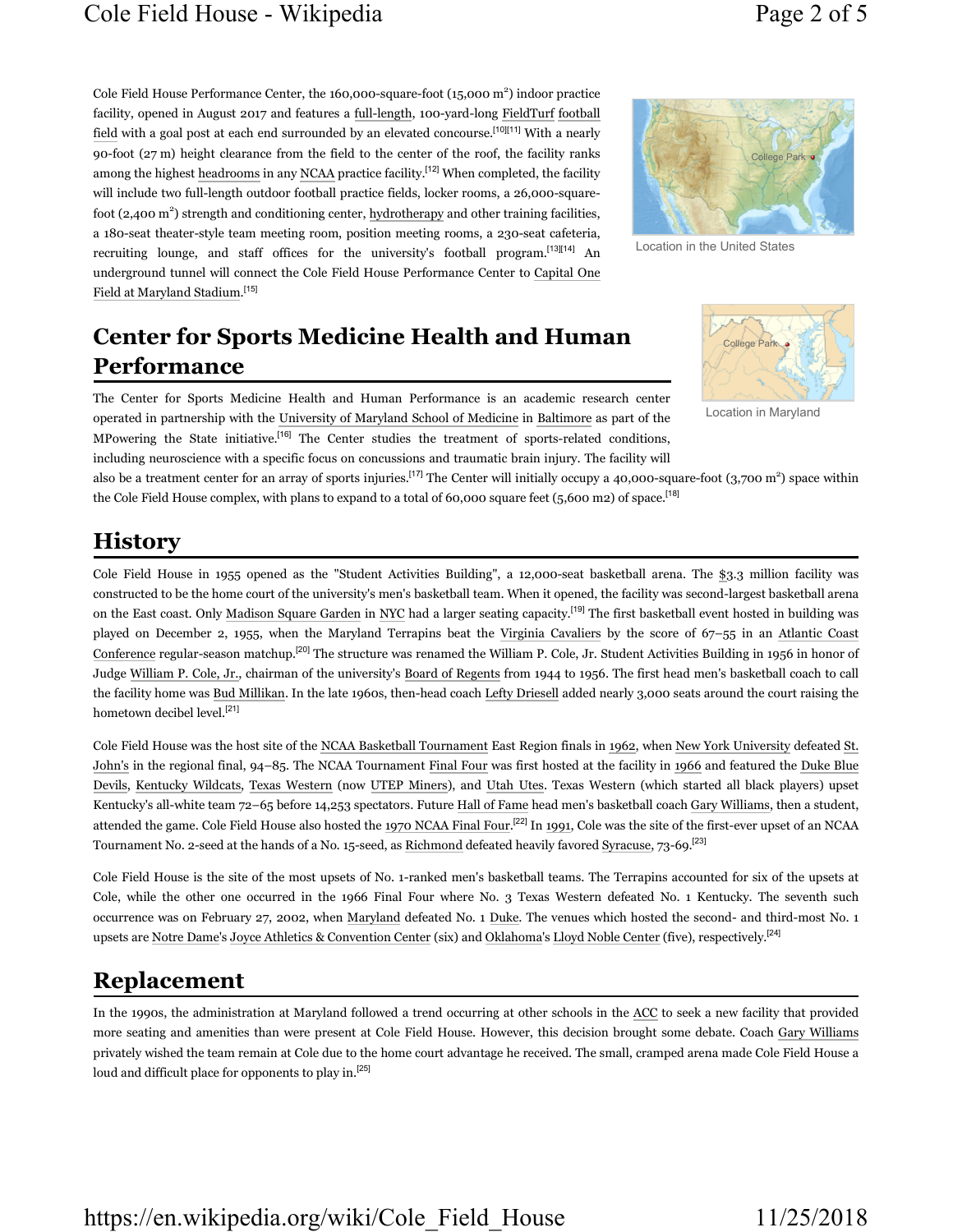Cole Field House Performance Center, the 160,000-square-foot (15,000 $m^2$) indoor practice facility, opened in August 2017 and features a full-length, 100-yard-long FieldTurf football field with a goal post at each end surrounded by an elevated concourse.[10][11] With a nearly 90-foot (27 m) height clearance from the field to the center of the roof, the facility ranks among the highest headrooms in any NCAA practice facility.[12] When completed, the facility will include two full-length outdoor football practice fields, locker rooms, a 26,000-square-foot (2,400 $m^2$) strength and conditioning center, hydrotherapy and other training facilities, a 180-seat theater-style team meeting room, position meeting rooms, a 230-seat cafeteria, recruiting lounge, and staff offices for the university's football program.[13][14] An underground tunnel will connect the Cole Field House Performance Center to Capital One Field at Maryland Stadium.[15]

Location in the United States

Location in Maryland

## Center for Sports Medicine Health and Human Performance

The Center for Sports Medicine Health and Human Performance is an academic research center operated in partnership with the University of Maryland School of Medicine in Baltimore as part of the MPowering the State initiative.[16] The Center studies the treatment of sports-related conditions, including neuroscience with a specific focus on concussions and traumatic brain injury. The facility will also be a treatment center for an array of sports injuries.[17] The Center will initially occupy a 40,000-square-foot (3,700 $m^2$) space within the Cole Field House complex, with plans to expand to a total of 60,000 square feet (5,600 m2) of space.[18]

## History

Cole Field House in 1955 opened as the "Student Activities Building", a 12,000-seat basketball arena. The $3.3 million facility was constructed to be the home court of the university's men's basketball team. When it opened, the facility was second-largest basketball arena on the East coast. Only Madison Square Garden in NYC had a larger seating capacity.[19] The first basketball event hosted in building was played on December 2, 1955, when the Maryland Terrapins beat the Virginia Cavaliers by the score of 67–55 in an Atlantic Coast Conference regular-season matchup.[20] The structure was renamed the William P. Cole, Jr. Student Activities Building in 1956 in honor of Judge William P. Cole, Jr., chairman of the university's Board of Regents from 1944 to 1956. The first head men's basketball coach to call the facility home was Bud Millikan. In the late 1960s, then-head coach Lefty Driesell added nearly 3,000 seats around the court raising the hometown decibel level.[21]

Cole Field House was the host site of the NCAA Basketball Tournament East Region finals in 1962, when New York University defeated St. John's in the regional final, 94–85. The NCAA Tournament Final Four was first hosted at the facility in 1966 and featured the Duke Blue Devils, Kentucky Wildcats, Texas Western (now UTEP Miners), and Utah Utes. Texas Western (which started all black players) upset Kentucky's all-white team 72–65 before 14,253 spectators. Future Hall of Fame head men's basketball coach Gary Williams, then a student, attended the game. Cole Field House also hosted the 1970 NCAA Final Four.[22] In 1991, Cole was the site of the first-ever upset of an NCAA Tournament No. 2-seed at the hands of a No. 15-seed, as Richmond defeated heavily favored Syracuse, 73-69.[23]

Cole Field House is the site of the most upsets of No. 1-ranked men's basketball teams. The Terrapins accounted for six of the upsets at Cole, while the other one occurred in the 1966 Final Four where No. 3 Texas Western defeated No. 1 Kentucky. The seventh such occurrence was on February 27, 2002, when Maryland defeated No. 1 Duke. The venues which hosted the second- and third-most No. 1 upsets are Notre Dame's Joyce Athletics & Convention Center (six) and Oklahoma's Lloyd Noble Center (five), respectively.[24]

## Replacement

In the 1990s, the administration at Maryland followed a trend occurring at other schools in the ACC to seek a new facility that provided more seating and amenities than were present at Cole Field House. However, this decision brought some debate. Coach Gary Williams privately wished the team remain at Cole due to the home court advantage he received. The small, cramped arena made Cole Field House a loud and difficult place for opponents to play in.[25]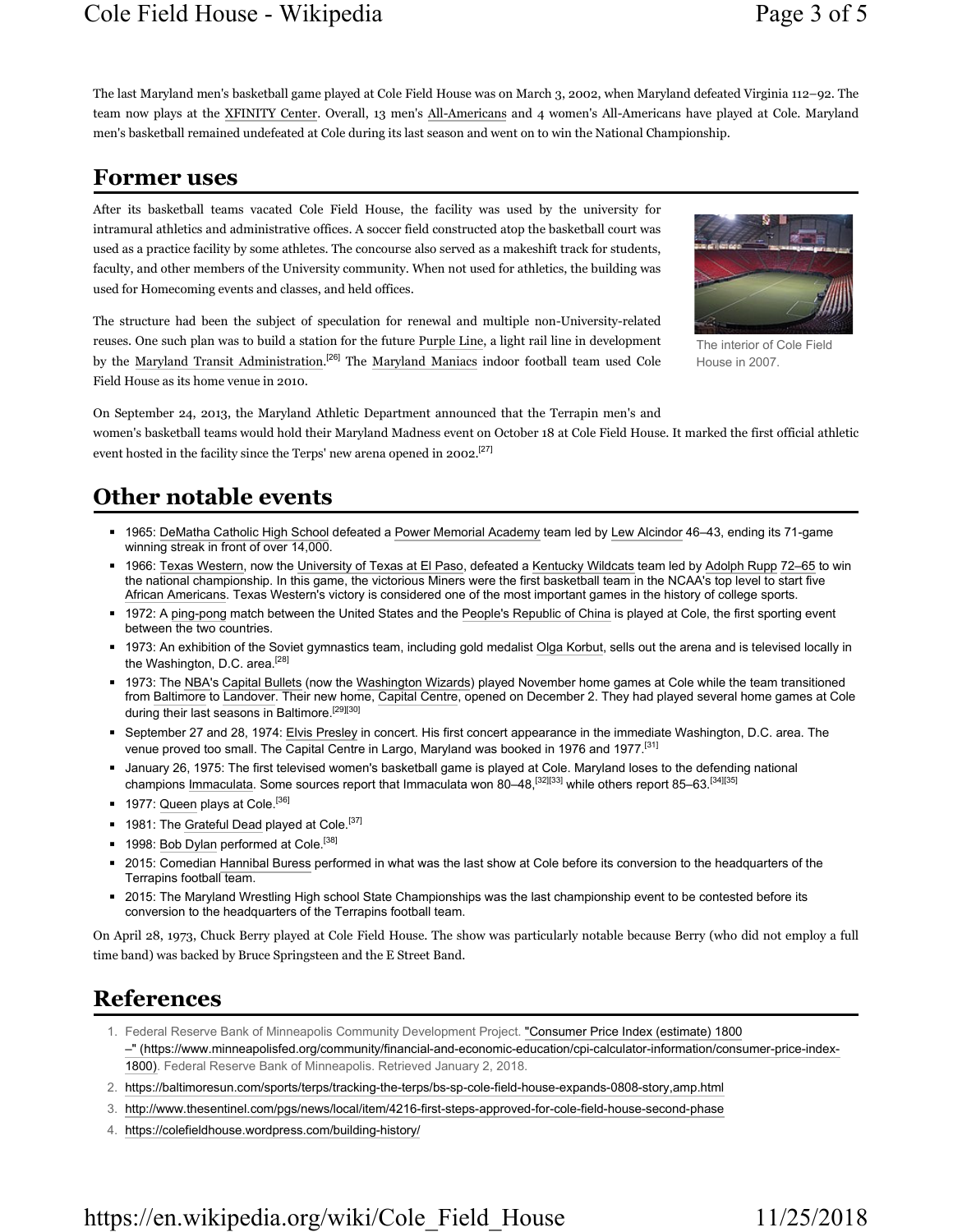The last Maryland men's basketball game played at Cole Field House was on March 3, 2002, when Maryland defeated Virginia 112–92. The team now plays at the XFINITY Center. Overall, 13 men's All-Americans and 4 women's All-Americans have played at Cole. Maryland men's basketball remained undefeated at Cole during its last season and went on to win the National Championship.

## Former uses

After its basketball teams vacated Cole Field House, the facility was used by the university for intramural athletics and administrative offices. A soccer field constructed atop the basketball court was used as a practice facility by some athletes. The concourse also served as a makeshift track for students, faculty, and other members of the University community. When not used for athletics, the building was used for Homecoming events and classes, and held offices.

The interior of Cole Field House in 2007.

The structure had been the subject of speculation for renewal and multiple non-University-related reuses. One such plan was to build a station for the future Purple Line, a light rail line in development by the Maryland Transit Administration.[26] The Maryland Maniacs indoor football team used Cole Field House as its home venue in 2010.

On September 24, 2013, the Maryland Athletic Department announced that the Terrapin men's and women's basketball teams would hold their Maryland Madness event on October 18 at Cole Field House. It marked the first official athletic event hosted in the facility since the Terps' new arena opened in 2002.[27]

## Other notable events

- 1965: DeMatha Catholic High School defeated a Power Memorial Academy team led by Lew Alcindor 46–43, ending its 71-game winning streak in front of over 14,000.
- 1966: Texas Western, now the University of Texas at El Paso, defeated a Kentucky Wildcats team led by Adolph Rupp 72–65 to win the national championship. In this game, the victorious Miners were the first basketball team in the NCAA's top level to start five African Americans. Texas Western's victory is considered one of the most important games in the history of college sports.
- 1972: A ping-pong match between the United States and the People's Republic of China is played at Cole, the first sporting event between the two countries.
- 1973: An exhibition of the Soviet gymnastics team, including gold medalist Olga Korbut, sells out the arena and is televised locally in the Washington, D.C. area.[28]
- 1973: The NBA's Capital Bullets (now the Washington Wizards) played November home games at Cole while the team transitioned from Baltimore to Landover. Their new home, Capital Centre, opened on December 2. They had played several home games at Cole during their last seasons in Baltimore.[29][30]
- September 27 and 28, 1974: Elvis Presley in concert. His first concert appearance in the immediate Washington, D.C. area. The venue proved too small. The Capital Centre in Largo, Maryland was booked in 1976 and 1977.[31]
- January 26, 1975: The first televised women's basketball game is played at Cole. Maryland loses to the defending national champions Immaculata. Some sources report that Immaculata won 80–48,[32][33] while others report 85–63.[34][35]
- 1977: Queen plays at Cole.[36]
- 1981: The Grateful Dead played at Cole.[37]
- 1998: Bob Dylan performed at Cole.[38]
- 2015: Comedian Hannibal Buress performed in what was the last show at Cole before its conversion to the headquarters of the Terrapins football team.
- 2015: The Maryland Wrestling High school State Championships was the last championship event to be contested before its conversion to the headquarters of the Terrapins football team.

On April 28, 1973, Chuck Berry played at Cole Field House. The show was particularly notable because Berry (who did not employ a full time band) was backed by Bruce Springsteen and the E Street Band.

## References

1. Federal Reserve Bank of Minneapolis Community Development Project. "Consumer Price Index (estimate) 1800–" (https://www.minneapolisfed.org/community/financial-and-economic-education/cpi-calculator-information/consumer-price-index-1800). Federal Reserve Bank of Minneapolis. Retrieved January 2, 2018.
2. https://baltimoresun.com/sports/terps/tracking-the-terps/bs-sp-cole-field-house-expands-0808-story,amp.html
3. http://www.thesentinel.com/pgs/news/local/item/4216-first-steps-approved-for-cole-field-house-second-phase
4. https://colefieldhouse.wordpress.com/building-history/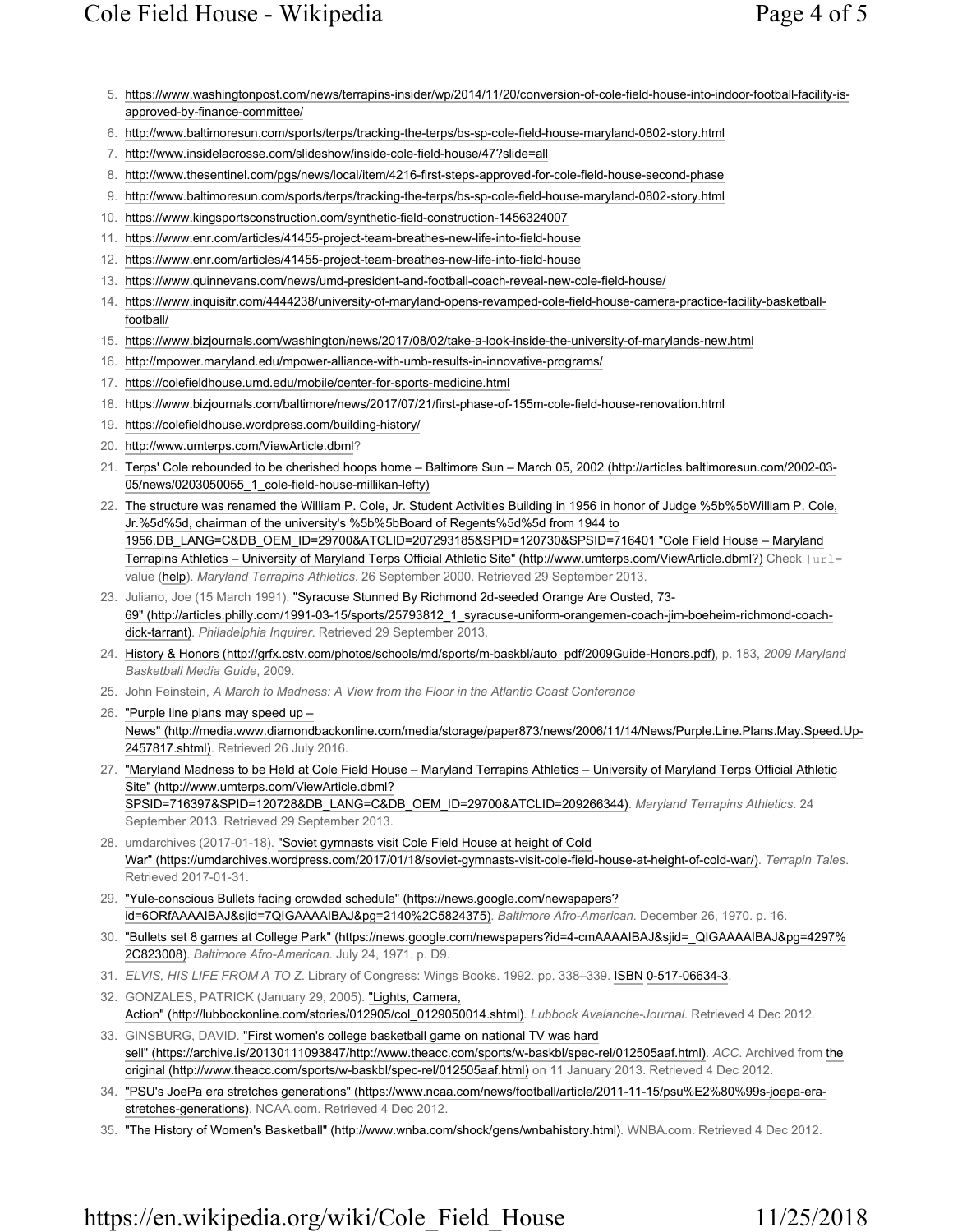5. https://www.washingtonpost.com/news/terrapins-insider/wp/2014/11/20/conversion-of-cole-field-house-into-indoor-football-facility-is-approved-by-finance-committee/
6. http://www.baltimoresun.com/sports/terps/tracking-the-terps/bs-sp-cole-field-house-maryland-0802-story.html
7. http://www.insidelacrosse.com/slideshow/inside-cole-field-house/47?slide=all
8. http://www.thesentinel.com/pgs/news/local/item/4216-first-steps-approved-for-cole-field-house-second-phase
9. http://www.baltimoresun.com/sports/terps/tracking-the-terps/bs-sp-cole-field-house-maryland-0802-story.html
10. https://www.kingsportsconstruction.com/synthetic-field-construction-1456324007
11. https://www.enr.com/articles/41455-project-team-breathes-new-life-into-field-house
12. https://www.enr.com/articles/41455-project-team-breathes-new-life-into-field-house
13. https://www.quinnevans.com/news/umd-president-and-football-coach-reveal-new-cole-field-house/
14. https://www.inquisitr.com/4444238/university-of-maryland-opens-revamped-cole-field-house-camera-practice-facility-basketball-football/
15. https://www.bizjournals.com/washington/news/2017/08/02/take-a-look-inside-the-university-of-marylands-new.html
16. http://mpower.maryland.edu/mpower-alliance-with-umb-results-in-innovative-programs/
17. https://colefieldhouse.umd.edu/mobile/center-for-sports-medicine.html
18. https://www.bizjournals.com/baltimore/news/2017/07/21/first-phase-of-155m-cole-field-house-renovation.html
19. https://colefieldhouse.wordpress.com/building-history/
20. http://www.umterps.com/ViewArticle.dbml?
21. Terps' Cole rebounded to be cherished hoops home – Baltimore Sun – March 05, 2002 (http://articles.baltimoresun.com/2002-03-05/news/0203050055_1_cole-field-house-millikan-lefty)
22. The structure was renamed the William P. Cole, Jr. Student Activities Building in 1956 in honor of Judge %5b%5bWilliam P. Cole, Jr.%5d%5d, chairman of the university's %5b%5bBoard of Regents%5d%5d from 1944 to 1956.DB_LANG=C&DB_OEM_ID=29700&ATCLID=207293185&SPID=120730&SPSID=716401 "Cole Field House – Maryland Terrapins Athletics – University of Maryland Terps Official Athletic Site" (http://www.umterps.com/ViewArticle.dbml?) Check |url= value (help). *Maryland Terrapins Athletics*. 26 September 2000. Retrieved 29 September 2013.
23. Juliano, Joe (15 March 1991). "Syracuse Stunned By Richmond 2d-seeded Orange Are Ousted, 73-69" (http://articles.philly.com/1991-03-15/sports/25793812_1_syracuse-uniform-orangemen-coach-jim-boeheim-richmond-coach-dick-tarrant). *Philadelphia Inquirer*. Retrieved 29 September 2013.
24. History & Honors (http://grfx.cstv.com/photos/schools/md/sports/m-baskbl/auto_pdf/2009Guide-Honors.pdf), p. 183, *2009 Maryland Basketball Media Guide*, 2009.
25. John Feinstein, *A March to Madness: A View from the Floor in the Atlantic Coast Conference*
26. "Purple line plans may speed up – News" (http://media.www.diamondbackonline.com/media/storage/paper873/news/2006/11/14/News/Purple.Line.Plans.May.Speed.Up-2457817.shtml). Retrieved 26 July 2016.
27. "Maryland Madness to be Held at Cole Field House – Maryland Terrapins Athletics – University of Maryland Terps Official Athletic Site" (http://www.umterps.com/ViewArticle.dbml?SPSID=716397&SPID=120728&DB_LANG=C&DB_OEM_ID=29700&ATCLID=209266344). *Maryland Terrapins Athletics*. 24 September 2013. Retrieved 29 September 2013.
28. umdarchives (2017-01-18). "Soviet gymnasts visit Cole Field House at height of Cold War" (https://umdarchives.wordpress.com/2017/01/18/soviet-gymnasts-visit-cole-field-house-at-height-of-cold-war/). *Terrapin Tales*. Retrieved 2017-01-31.
29. "Yule-conscious Bullets facing crowded schedule" (https://news.google.com/newspapers?id=6ORfAAAAIBAJ&sjid=7QIGAAAAIBAJ&pg=2140%2C5824375). *Baltimore Afro-American*. December 26, 1970. p. 16.
30. "Bullets set 8 games at College Park" (https://news.google.com/newspapers?id=4-cmAAAAIBAJ&sjid=_QIGAAAAIBAJ&pg=4297%2C823008). *Baltimore Afro-American*. July 24, 1971. p. D9.
31. *ELVIS, HIS LIFE FROM A TO Z*. Library of Congress: Wings Books. 1992. pp. 338–339. ISBN 0-517-06634-3.
32. GONZALES, PATRICK (January 29, 2005). "Lights, Camera, Action" (http://lubbockonline.com/stories/012905/col_0129050014.shtml). *Lubbock Avalanche-Journal*. Retrieved 4 Dec 2012.
33. GINSBURG, DAVID. "First women's college basketball game on national TV was hard sell" (https://archive.is/20130111093847/http://www.theacc.com/sports/w-baskbl/spec-rel/012505aaf.html). *ACC*. Archived from the original (http://www.theacc.com/sports/w-baskbl/spec-rel/012505aaf.html) on 11 January 2013. Retrieved 4 Dec 2012.
34. "PSU's JoePa era stretches generations" (https://www.ncaa.com/news/football/article/2011-11-15/psu%E2%80%99s-joepa-era-stretches-generations). NCAA.com. Retrieved 4 Dec 2012.
35. "The History of Women's Basketball" (http://www.wnba.com/shock/gens/wnbahistory.html). WNBA.com. Retrieved 4 Dec 2012.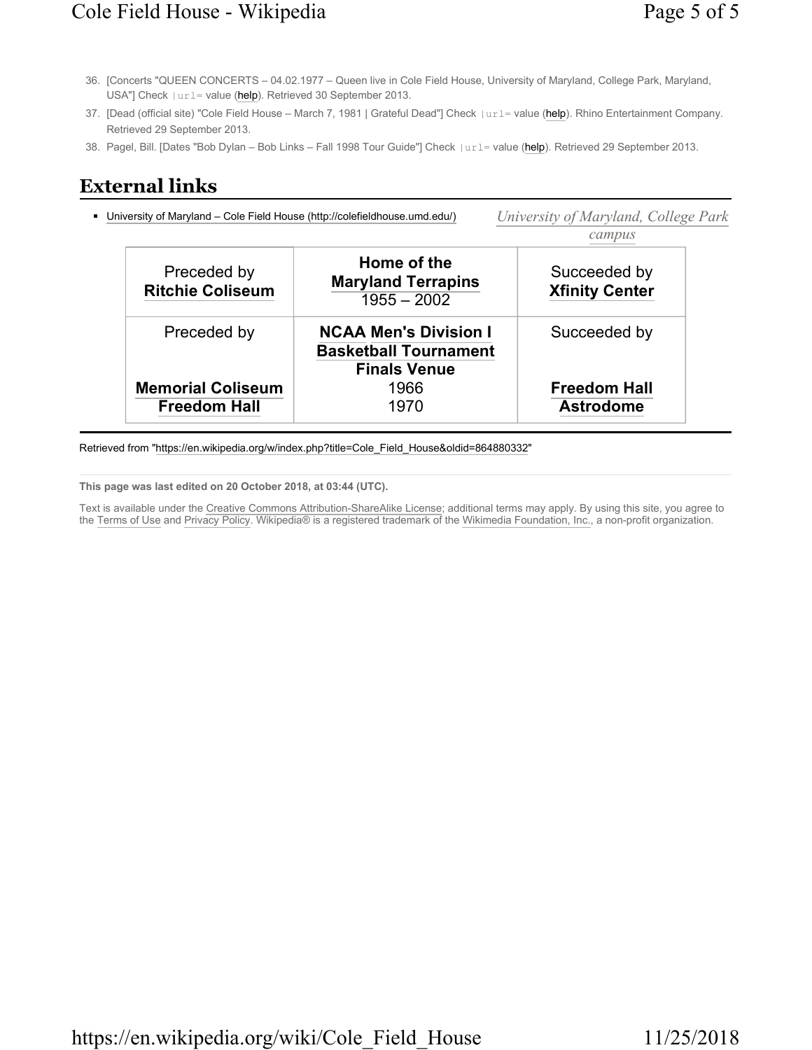36. [Concerts "QUEEN CONCERTS – 04.02.1977 – Queen live in Cole Field House, University of Maryland, College Park, Maryland, USA"] Check |url= value (help). Retrieved 30 September 2013.
37. [Dead (official site) "Cole Field House – March 7, 1981 | Grateful Dead"] Check |url= value (help). Rhino Entertainment Company. Retrieved 29 September 2013.
38. Pagel, Bill. [Dates "Bob Dylan – Bob Links – Fall 1998 Tour Guide"] Check |url= value (help). Retrieved 29 September 2013.

## External links

- University of Maryland – Cole Field House (http://colefieldhouse.umd.edu/)

*University of Maryland, College Park campus*

| | | |
|---|---|---|
| Preceded by **Ritchie Coliseum** | **Home of the Maryland Terrapins** 1955 – 2002 | Succeeded by **Xfinity Center** |
| Preceded by **Memorial Coliseum** **Freedom Hall** | **NCAA Men's Division I Basketball Tournament Finals Venue** 1966 1970 | Succeeded by **Freedom Hall** **Astrodome** |

Retrieved from "https://en.wikipedia.org/w/index.php?title=Cole_Field_House&oldid=864880332"

**This page was last edited on 20 October 2018, at 03:44 (UTC).**

Text is available under the Creative Commons Attribution-ShareAlike License; additional terms may apply. By using this site, you agree to the Terms of Use and Privacy Policy. Wikipedia® is a registered trademark of the Wikimedia Foundation, Inc., a non-profit organization.